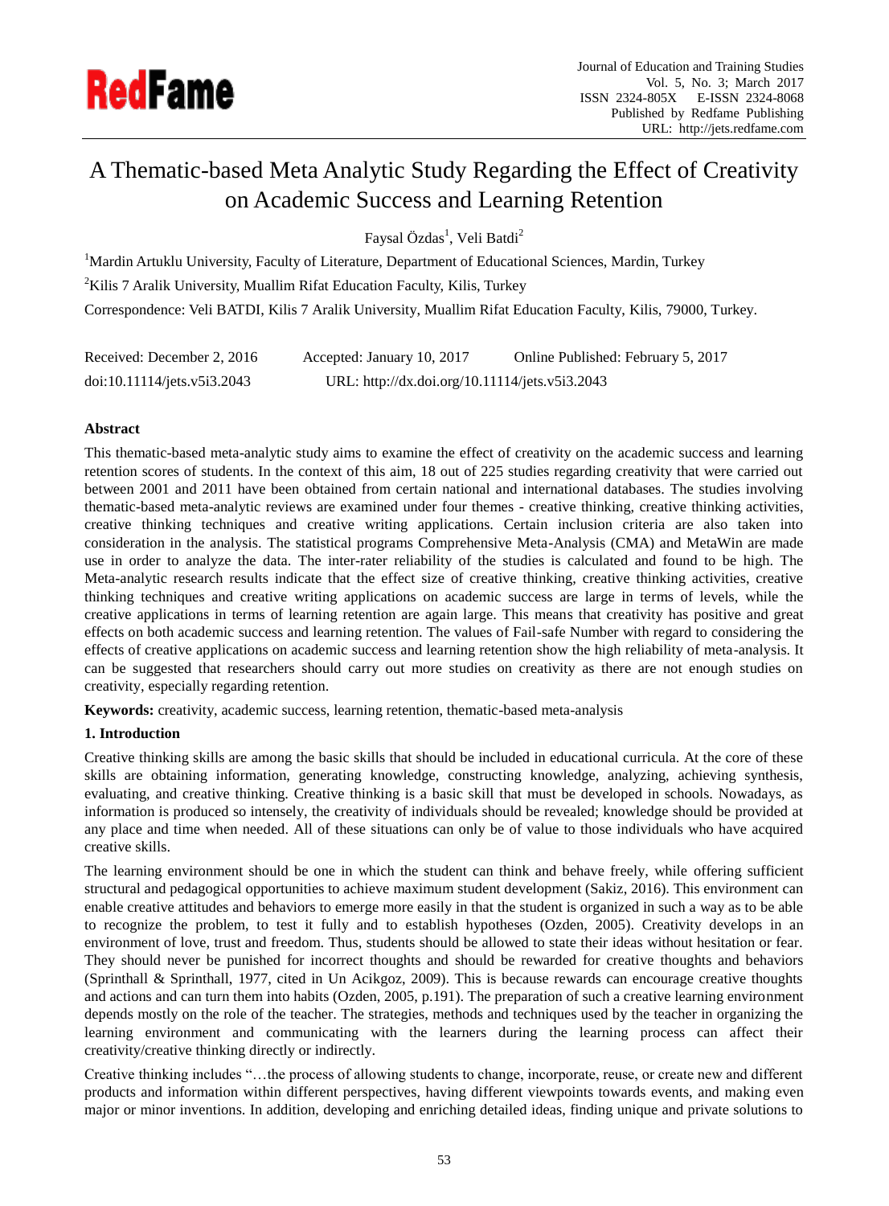# A Thematic-based Meta Analytic Study Regarding the Effect of Creativity on Academic Success and Learning Retention

Faysal Özdas[1], Veli Batdi[2]

[1]Mardin Artuklu University, Faculty of Literature, Department of Educational Sciences, Mardin, Turkey

[2]Kilis 7 Aralik University, Muallim Rifat Education Faculty, Kilis, Turkey

Correspondence: Veli BATDI, Kilis 7 Aralik University, Muallim Rifat Education Faculty, Kilis, 79000, Turkey.

Received: December 2, 2016 Accepted: January 10, 2017 Online Published: February 5, 2017

doi:10.11114/jets.v5i3.2043 URL: http://dx.doi.org/10.11114/jets.v5i3.2043

## Abstract

This thematic-based meta-analytic study aims to examine the effect of creativity on the academic success and learning retention scores of students. In the context of this aim, 18 out of 225 studies regarding creativity that were carried out between 2001 and 2011 have been obtained from certain national and international databases. The studies involving thematic-based meta-analytic reviews are examined under four themes - creative thinking, creative thinking activities, creative thinking techniques and creative writing applications. Certain inclusion criteria are also taken into consideration in the analysis. The statistical programs Comprehensive Meta-Analysis (CMA) and MetaWin are made use in order to analyze the data. The inter-rater reliability of the studies is calculated and found to be high. The Meta-analytic research results indicate that the effect size of creative thinking, creative thinking activities, creative thinking techniques and creative writing applications on academic success are large in terms of levels, while the creative applications in terms of learning retention are again large. This means that creativity has positive and great effects on both academic success and learning retention. The values of Fail-safe Number with regard to considering the effects of creative applications on academic success and learning retention show the high reliability of meta-analysis. It can be suggested that researchers should carry out more studies on creativity as there are not enough studies on creativity, especially regarding retention.

**Keywords:** creativity, academic success, learning retention, thematic-based meta-analysis

## 1. Introduction

Creative thinking skills are among the basic skills that should be included in educational curricula. At the core of these skills are obtaining information, generating knowledge, constructing knowledge, analyzing, achieving synthesis, evaluating, and creative thinking. Creative thinking is a basic skill that must be developed in schools. Nowadays, as information is produced so intensely, the creativity of individuals should be revealed; knowledge should be provided at any place and time when needed. All of these situations can only be of value to those individuals who have acquired creative skills.

The learning environment should be one in which the student can think and behave freely, while offering sufficient structural and pedagogical opportunities to achieve maximum student development (Sakiz, 2016). This environment can enable creative attitudes and behaviors to emerge more easily in that the student is organized in such a way as to be able to recognize the problem, to test it fully and to establish hypotheses (Ozden, 2005). Creativity develops in an environment of love, trust and freedom. Thus, students should be allowed to state their ideas without hesitation or fear. They should never be punished for incorrect thoughts and should be rewarded for creative thoughts and behaviors (Sprinthall & Sprinthall, 1977, cited in Un Acikgoz, 2009). This is because rewards can encourage creative thoughts and actions and can turn them into habits (Ozden, 2005, p.191). The preparation of such a creative learning environment depends mostly on the role of the teacher. The strategies, methods and techniques used by the teacher in organizing the learning environment and communicating with the learners during the learning process can affect their creativity/creative thinking directly or indirectly.

Creative thinking includes "…the process of allowing students to change, incorporate, reuse, or create new and different products and information within different perspectives, having different viewpoints towards events, and making even major or minor inventions. In addition, developing and enriching detailed ideas, finding unique and private solutions to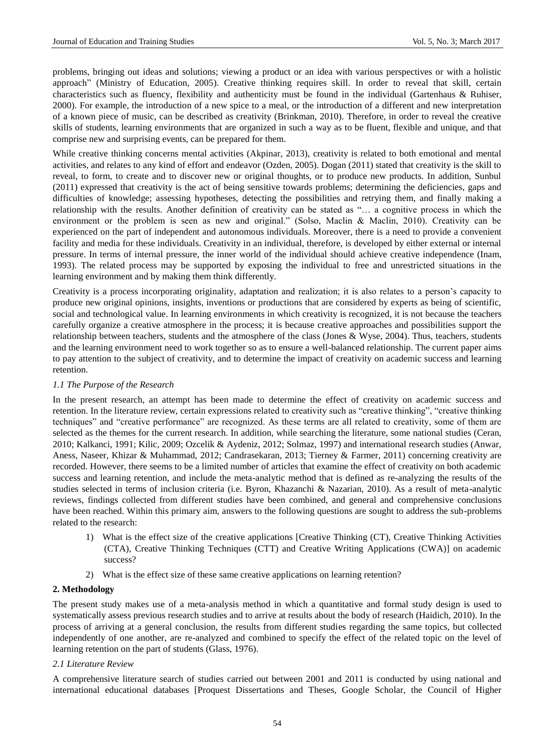problems, bringing out ideas and solutions; viewing a product or an idea with various perspectives or with a holistic approach" (Ministry of Education, 2005). Creative thinking requires skill. In order to reveal that skill, certain characteristics such as fluency, flexibility and authenticity must be found in the individual (Gartenhaus & Ruhiser, 2000). For example, the introduction of a new spice to a meal, or the introduction of a different and new interpretation of a known piece of music, can be described as creativity (Brinkman, 2010). Therefore, in order to reveal the creative skills of students, learning environments that are organized in such a way as to be fluent, flexible and unique, and that comprise new and surprising events, can be prepared for them.

While creative thinking concerns mental activities (Akpinar, 2013), creativity is related to both emotional and mental activities, and relates to any kind of effort and endeavor (Ozden, 2005). Dogan (2011) stated that creativity is the skill to reveal, to form, to create and to discover new or original thoughts, or to produce new products. In addition, Sunbul (2011) expressed that creativity is the act of being sensitive towards problems; determining the deficiencies, gaps and difficulties of knowledge; assessing hypotheses, detecting the possibilities and retrying them, and finally making a relationship with the results. Another definition of creativity can be stated as "… a cognitive process in which the environment or the problem is seen as new and original." (Solso, Maclin & Maclin, 2010). Creativity can be experienced on the part of independent and autonomous individuals. Moreover, there is a need to provide a convenient facility and media for these individuals. Creativity in an individual, therefore, is developed by either external or internal pressure. In terms of internal pressure, the inner world of the individual should achieve creative independence (Inam, 1993). The related process may be supported by exposing the individual to free and unrestricted situations in the learning environment and by making them think differently.

Creativity is a process incorporating originality, adaptation and realization; it is also relates to a person's capacity to produce new original opinions, insights, inventions or productions that are considered by experts as being of scientific, social and technological value. In learning environments in which creativity is recognized, it is not because the teachers carefully organize a creative atmosphere in the process; it is because creative approaches and possibilities support the relationship between teachers, students and the atmosphere of the class (Jones & Wyse, 2004). Thus, teachers, students and the learning environment need to work together so as to ensure a well-balanced relationship. The current paper aims to pay attention to the subject of creativity, and to determine the impact of creativity on academic success and learning retention.

### *1.1 The Purpose of the Research*

In the present research, an attempt has been made to determine the effect of creativity on academic success and retention. In the literature review, certain expressions related to creativity such as "creative thinking", "creative thinking techniques" and "creative performance" are recognized. As these terms are all related to creativity, some of them are selected as the themes for the current research. In addition, while searching the literature, some national studies (Ceran, 2010; Kalkanci, 1991; Kilic, 2009; Ozcelik & Aydeniz, 2012; Solmaz, 1997) and international research studies (Anwar, Aness, Naseer, Khizar & Muhammad, 2012; Candrasekaran, 2013; Tierney & Farmer, 2011) concerning creativity are recorded. However, there seems to be a limited number of articles that examine the effect of creativity on both academic success and learning retention, and include the meta-analytic method that is defined as re-analyzing the results of the studies selected in terms of inclusion criteria (i.e. Byron, Khazanchi & Nazarian, 2010). As a result of meta-analytic reviews, findings collected from different studies have been combined, and general and comprehensive conclusions have been reached. Within this primary aim, answers to the following questions are sought to address the sub-problems related to the research:

1) What is the effect size of the creative applications [Creative Thinking (CT), Creative Thinking Activities (CTA), Creative Thinking Techniques (CTT) and Creative Writing Applications (CWA)] on academic success?
2) What is the effect size of these same creative applications on learning retention?

## 2. Methodology

The present study makes use of a meta-analysis method in which a quantitative and formal study design is used to systematically assess previous research studies and to arrive at results about the body of research (Haidich, 2010). In the process of arriving at a general conclusion, the results from different studies regarding the same topics, but collected independently of one another, are re-analyzed and combined to specify the effect of the related topic on the level of learning retention on the part of students (Glass, 1976).

### *2.1 Literature Review*

A comprehensive literature search of studies carried out between 2001 and 2011 is conducted by using national and international educational databases [Proquest Dissertations and Theses, Google Scholar, the Council of Higher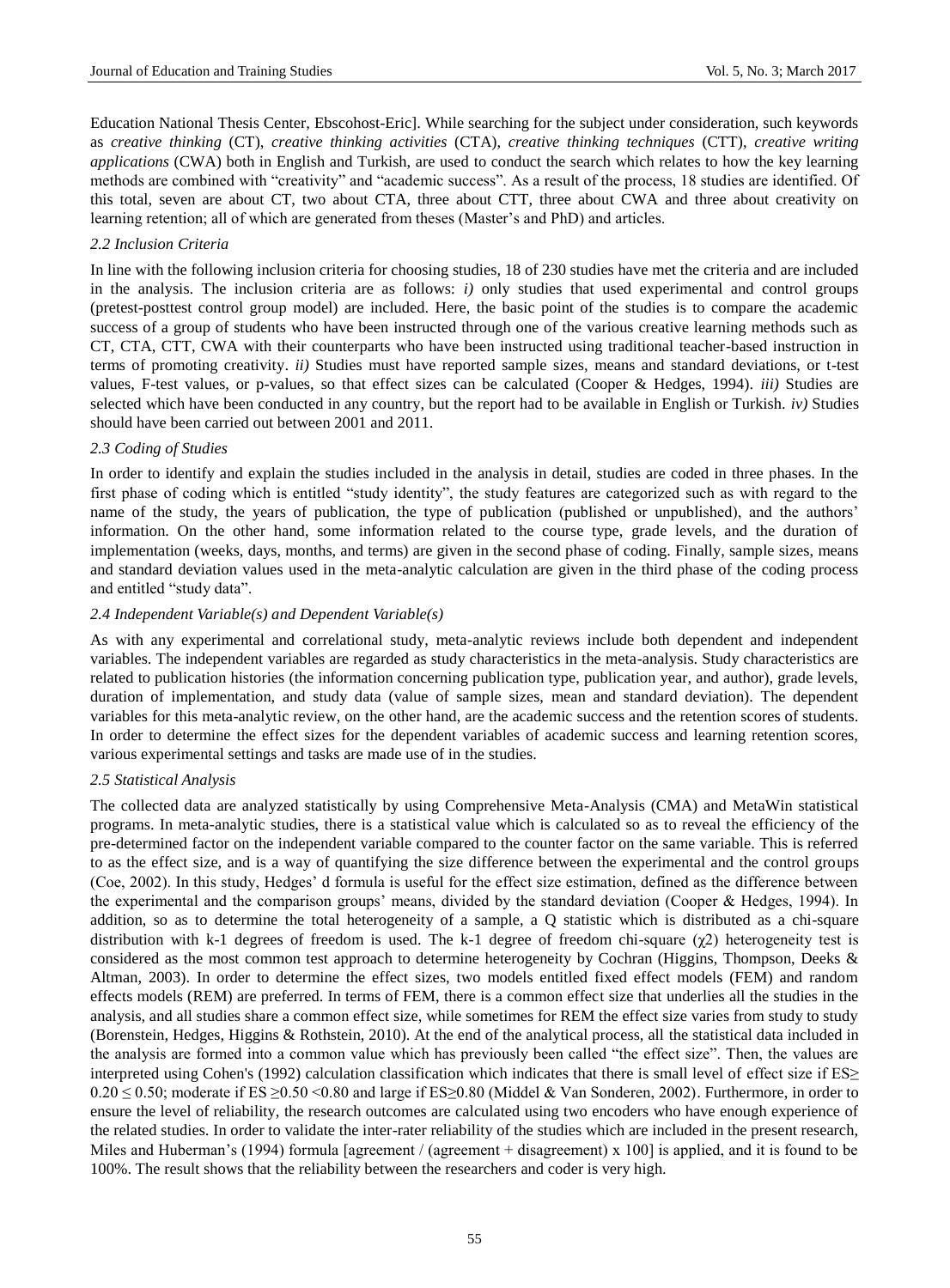Education National Thesis Center, Ebscohost-Eric]. While searching for the subject under consideration, such keywords as *creative thinking* (CT), *creative thinking activities* (CTA), *creative thinking techniques* (CTT), *creative writing applications* (CWA) both in English and Turkish, are used to conduct the search which relates to how the key learning methods are combined with "creativity" and "academic success". As a result of the process, 18 studies are identified. Of this total, seven are about CT, two about CTA, three about CTT, three about CWA and three about creativity on learning retention; all of which are generated from theses (Master's and PhD) and articles.

### *2.2 Inclusion Criteria*

In line with the following inclusion criteria for choosing studies, 18 of 230 studies have met the criteria and are included in the analysis. The inclusion criteria are as follows: *i)* only studies that used experimental and control groups (pretest-posttest control group model) are included. Here, the basic point of the studies is to compare the academic success of a group of students who have been instructed through one of the various creative learning methods such as CT, CTA, CTT, CWA with their counterparts who have been instructed using traditional teacher-based instruction in terms of promoting creativity. *ii)* Studies must have reported sample sizes, means and standard deviations, or t-test values, F-test values, or p-values, so that effect sizes can be calculated (Cooper & Hedges, 1994). *iii)* Studies are selected which have been conducted in any country, but the report had to be available in English or Turkish. *iv)* Studies should have been carried out between 2001 and 2011.

### *2.3 Coding of Studies*

In order to identify and explain the studies included in the analysis in detail, studies are coded in three phases. In the first phase of coding which is entitled "study identity", the study features are categorized such as with regard to the name of the study, the years of publication, the type of publication (published or unpublished), and the authors' information. On the other hand, some information related to the course type, grade levels, and the duration of implementation (weeks, days, months, and terms) are given in the second phase of coding. Finally, sample sizes, means and standard deviation values used in the meta-analytic calculation are given in the third phase of the coding process and entitled "study data".

### *2.4 Independent Variable(s) and Dependent Variable(s)*

As with any experimental and correlational study, meta-analytic reviews include both dependent and independent variables. The independent variables are regarded as study characteristics in the meta-analysis. Study characteristics are related to publication histories (the information concerning publication type, publication year, and author), grade levels, duration of implementation, and study data (value of sample sizes, mean and standard deviation). The dependent variables for this meta-analytic review, on the other hand, are the academic success and the retention scores of students. In order to determine the effect sizes for the dependent variables of academic success and learning retention scores, various experimental settings and tasks are made use of in the studies.

### *2.5 Statistical Analysis*

The collected data are analyzed statistically by using Comprehensive Meta-Analysis (CMA) and MetaWin statistical programs. In meta-analytic studies, there is a statistical value which is calculated so as to reveal the efficiency of the pre-determined factor on the independent variable compared to the counter factor on the same variable. This is referred to as the effect size, and is a way of quantifying the size difference between the experimental and the control groups (Coe, 2002). In this study, Hedges' d formula is useful for the effect size estimation, defined as the difference between the experimental and the comparison groups' means, divided by the standard deviation (Cooper & Hedges, 1994). In addition, so as to determine the total heterogeneity of a sample, a Q statistic which is distributed as a chi-square distribution with k-1 degrees of freedom is used. The k-1 degree of freedom chi-square ($\chi 2$) heterogeneity test is considered as the most common test approach to determine heterogeneity by Cochran (Higgins, Thompson, Deeks & Altman, 2003). In order to determine the effect sizes, two models entitled fixed effect models (FEM) and random effects models (REM) are preferred. In terms of FEM, there is a common effect size that underlies all the studies in the analysis, and all studies share a common effect size, while sometimes for REM the effect size varies from study to study (Borenstein, Hedges, Higgins & Rothstein, 2010). At the end of the analytical process, all the statistical data included in the analysis are formed into a common value which has previously been called "the effect size". Then, the values are interpreted using Cohen's (1992) calculation classification which indicates that there is small level of effect size if $ES \geq 0.20 \leq 0.50$; moderate if $ES \geq 0.50 < 0.80$ and large if $ES \geq 0.80$ (Middel & Van Sonderen, 2002). Furthermore, in order to ensure the level of reliability, the research outcomes are calculated using two encoders who have enough experience of the related studies. In order to validate the inter-rater reliability of the studies which are included in the present research, Miles and Huberman's (1994) formula [agreement / (agreement + disagreement) x 100] is applied, and it is found to be 100%. The result shows that the reliability between the researchers and coder is very high.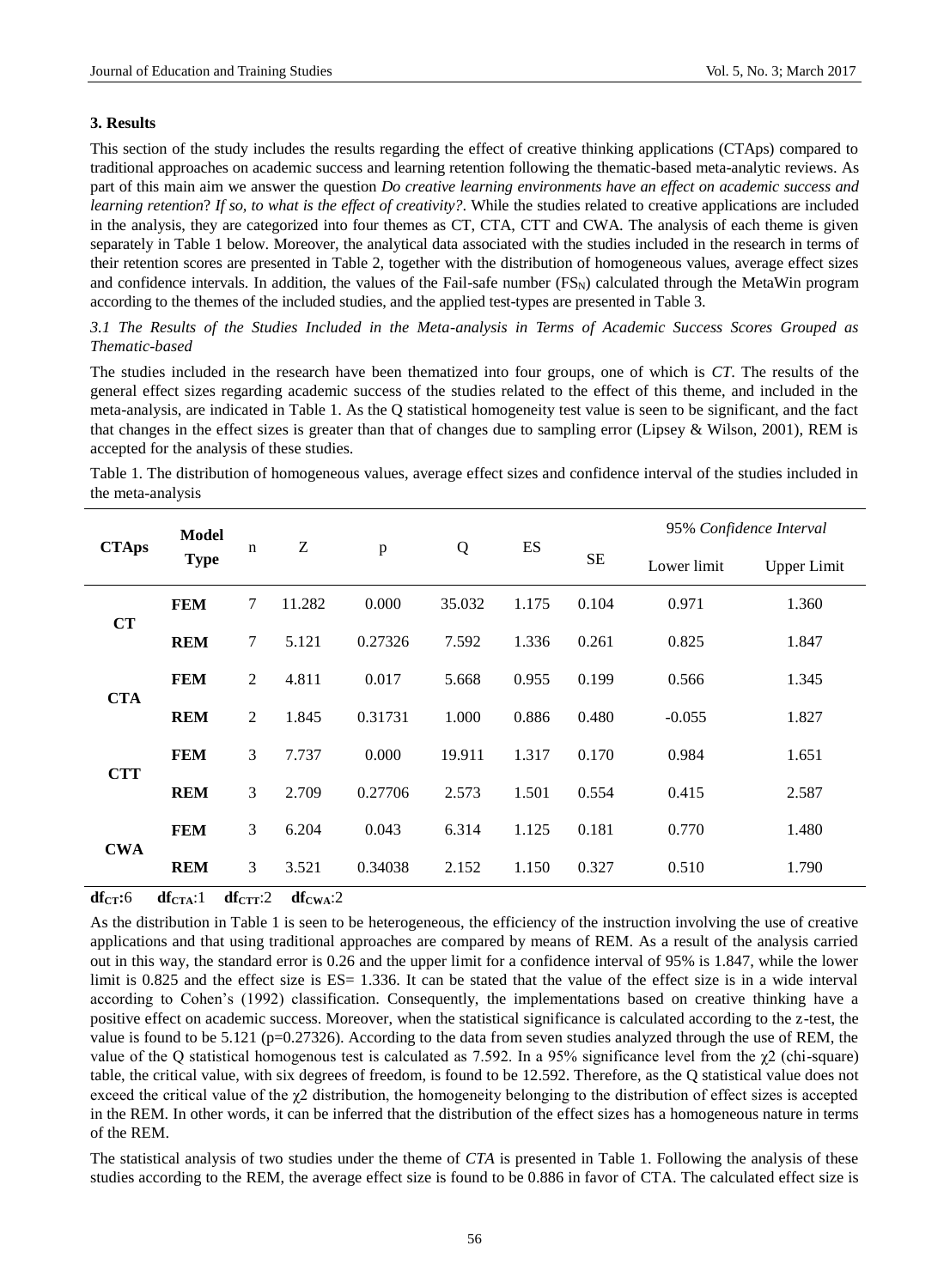## 3. Results

This section of the study includes the results regarding the effect of creative thinking applications (CTAps) compared to traditional approaches on academic success and learning retention following the thematic-based meta-analytic reviews. As part of this main aim we answer the question *Do creative learning environments have an effect on academic success and learning retention*? *If so, to what is the effect of creativity?*. While the studies related to creative applications are included in the analysis, they are categorized into four themes as CT, CTA, CTT and CWA. The analysis of each theme is given separately in Table 1 below. Moreover, the analytical data associated with the studies included in the research in terms of their retention scores are presented in Table 2, together with the distribution of homogeneous values, average effect sizes and confidence intervals. In addition, the values of the Fail-safe number ($FS_N$) calculated through the MetaWin program according to the themes of the included studies, and the applied test-types are presented in Table 3.

### *3.1 The Results of the Studies Included in the Meta-analysis in Terms of Academic Success Scores Grouped as Thematic-based*

The studies included in the research have been thematized into four groups, one of which is *CT*. The results of the general effect sizes regarding academic success of the studies related to the effect of this theme, and included in the meta-analysis, are indicated in Table 1. As the Q statistical homogeneity test value is seen to be significant, and the fact that changes in the effect sizes is greater than that of changes due to sampling error (Lipsey & Wilson, 2001), REM is accepted for the analysis of these studies.

Table 1. The distribution of homogeneous values, average effect sizes and confidence interval of the studies included in the meta-analysis

| CTAps | Model Type | n | Z | p | Q | ES | SE | 95% *Confidence Interval* | |
|---|---|---|---|---|---|---|---|---|---|
| | | | | | | | | Lower limit | Upper Limit |
| **CT** | **FEM** | 7 | 11.282 | 0.000 | 35.032 | 1.175 | 0.104 | 0.971 | 1.360 |
| | **REM** | 7 | 5.121 | 0.27326 | 7.592 | 1.336 | 0.261 | 0.825 | 1.847 |
| **CTA** | **FEM** | 2 | 4.811 | 0.017 | 5.668 | 0.955 | 0.199 | 0.566 | 1.345 |
| | **REM** | 2 | 1.845 | 0.31731 | 1.000 | 0.886 | 0.480 | -0.055 | 1.827 |
| **CTT** | **FEM** | 3 | 7.737 | 0.000 | 19.911 | 1.317 | 0.170 | 0.984 | 1.651 |
| | **REM** | 3 | 2.709 | 0.27706 | 2.573 | 1.501 | 0.554 | 0.415 | 2.587 |
| **CWA** | **FEM** | 3 | 6.204 | 0.043 | 6.314 | 1.125 | 0.181 | 0.770 | 1.480 |
| | **REM** | 3 | 3.521 | 0.34038 | 2.152 | 1.150 | 0.327 | 0.510 | 1.790 |

$df_{CT}$:6 $df_{CTA}$:1 $df_{CTT}$:2 $df_{CWA}$:2

As the distribution in Table 1 is seen to be heterogeneous, the efficiency of the instruction involving the use of creative applications and that using traditional approaches are compared by means of REM. As a result of the analysis carried out in this way, the standard error is 0.26 and the upper limit for a confidence interval of 95% is 1.847, while the lower limit is 0.825 and the effect size is ES= 1.336. It can be stated that the value of the effect size is in a wide interval according to Cohen's (1992) classification. Consequently, the implementations based on creative thinking have a positive effect on academic success. Moreover, when the statistical significance is calculated according to the z-test, the value is found to be 5.121 (p=0.27326). According to the data from seven studies analyzed through the use of REM, the value of the Q statistical homogenous test is calculated as 7.592. In a 95% significance level from the $\chi 2$ (chi-square) table, the critical value, with six degrees of freedom, is found to be 12.592. Therefore, as the Q statistical value does not exceed the critical value of the $\chi 2$ distribution, the homogeneity belonging to the distribution of effect sizes is accepted in the REM. In other words, it can be inferred that the distribution of the effect sizes has a homogeneous nature in terms of the REM.

The statistical analysis of two studies under the theme of *CTA* is presented in Table 1. Following the analysis of these studies according to the REM, the average effect size is found to be 0.886 in favor of CTA. The calculated effect size is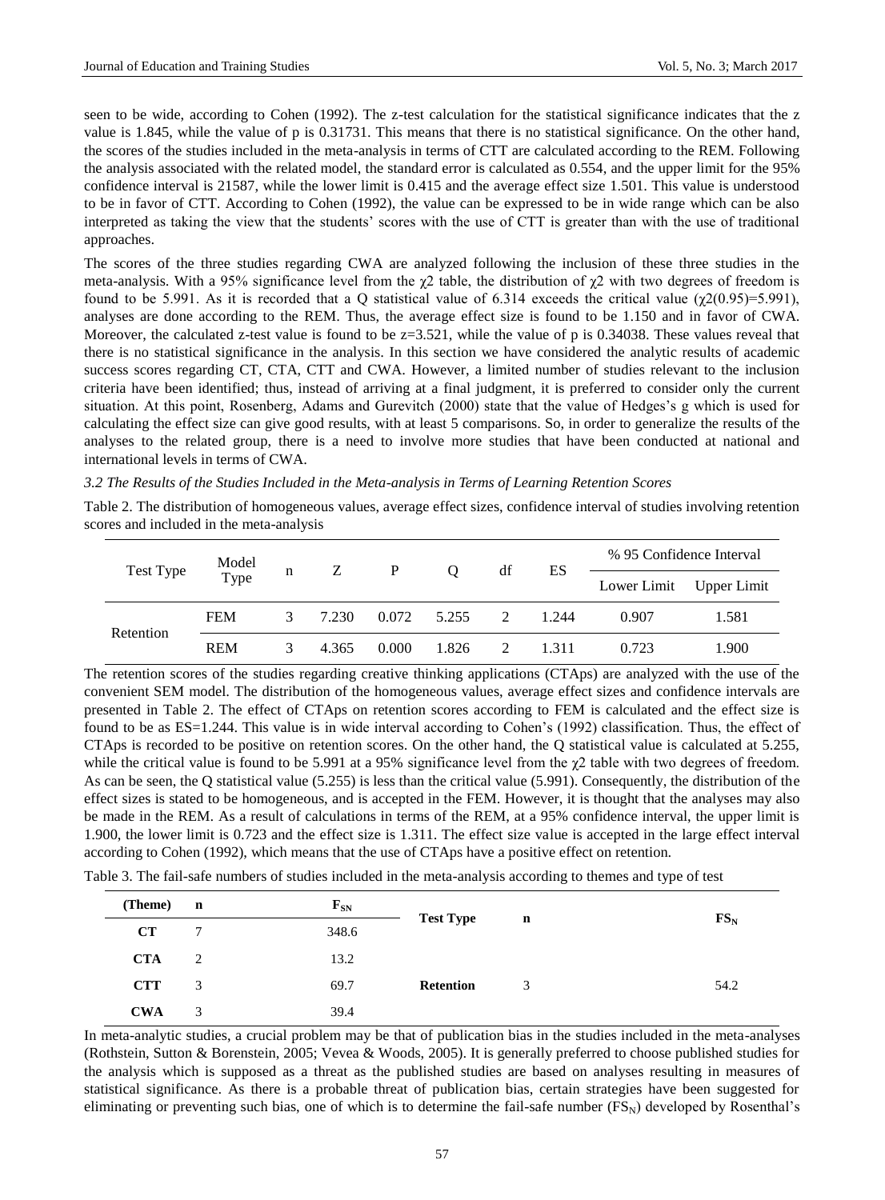seen to be wide, according to Cohen (1992). The z-test calculation for the statistical significance indicates that the z value is 1.845, while the value of p is 0.31731. This means that there is no statistical significance. On the other hand, the scores of the studies included in the meta-analysis in terms of CTT are calculated according to the REM. Following the analysis associated with the related model, the standard error is calculated as 0.554, and the upper limit for the 95% confidence interval is 21587, while the lower limit is 0.415 and the average effect size 1.501. This value is understood to be in favor of CTT. According to Cohen (1992), the value can be expressed to be in wide range which can be also interpreted as taking the view that the students' scores with the use of CTT is greater than with the use of traditional approaches.

The scores of the three studies regarding CWA are analyzed following the inclusion of these three studies in the meta-analysis. With a 95% significance level from the $\chi2$ table, the distribution of $\chi2$ with two degrees of freedom is found to be 5.991. As it is recorded that a Q statistical value of 6.314 exceeds the critical value ($\chi2(0.95)=5.991$), analyses are done according to the REM. Thus, the average effect size is found to be 1.150 and in favor of CWA. Moreover, the calculated z-test value is found to be $z=3.521$, while the value of p is 0.34038. These values reveal that there is no statistical significance in the analysis. In this section we have considered the analytic results of academic success scores regarding CT, CTA, CTT and CWA. However, a limited number of studies relevant to the inclusion criteria have been identified; thus, instead of arriving at a final judgment, it is preferred to consider only the current situation. At this point, Rosenberg, Adams and Gurevitch (2000) state that the value of Hedges's g which is used for calculating the effect size can give good results, with at least 5 comparisons. So, in order to generalize the results of the analyses to the related group, there is a need to involve more studies that have been conducted at national and international levels in terms of CWA.

*3.2 The Results of the Studies Included in the Meta-analysis in Terms of Learning Retention Scores*

Table 2. The distribution of homogeneous values, average effect sizes, confidence interval of studies involving retention scores and included in the meta-analysis

| Test Type | Model Type | n | Z | P | Q | df | ES | % 95 Confidence Interval | |
|---|---|---|---|---|---|---|---|---|---|
| | | | | | | | | Lower Limit | Upper Limit |
| Retention | FEM | 3 | 7.230 | 0.072 | 5.255 | 2 | 1.244 | 0.907 | 1.581 |
| | REM | 3 | 4.365 | 0.000 | 1.826 | 2 | 1.311 | 0.723 | 1.900 |

The retention scores of the studies regarding creative thinking applications (CTAps) are analyzed with the use of the convenient SEM model. The distribution of the homogeneous values, average effect sizes and confidence intervals are presented in Table 2. The effect of CTAps on retention scores according to FEM is calculated and the effect size is found to be as ES=1.244. This value is in wide interval according to Cohen's (1992) classification. Thus, the effect of CTAps is recorded to be positive on retention scores. On the other hand, the Q statistical value is calculated at 5.255, while the critical value is found to be 5.991 at a 95% significance level from the $\chi2$ table with two degrees of freedom. As can be seen, the Q statistical value (5.255) is less than the critical value (5.991). Consequently, the distribution of the effect sizes is stated to be homogeneous, and is accepted in the FEM. However, it is thought that the analyses may also be made in the REM. As a result of calculations in terms of the REM, at a 95% confidence interval, the upper limit is 1.900, the lower limit is 0.723 and the effect size is 1.311. The effect size value is accepted in the large effect interval according to Cohen (1992), which means that the use of CTAps have a positive effect on retention.

Table 3. The fail-safe numbers of studies included in the meta-analysis according to themes and type of test

| (Theme) | n | $F_{SN}$ | Test Type | n | $FS_N$ |
|---|---|---|---|---|---|
| **CT** | 7 | 348.6 | | | |
| **CTA** | 2 | 13.2 | | | |
| **CTT** | 3 | 69.7 | **Retention** | 3 | 54.2 |
| **CWA** | 3 | 39.4 | | | |

In meta-analytic studies, a crucial problem may be that of publication bias in the studies included in the meta-analyses (Rothstein, Sutton & Borenstein, 2005; Vevea & Woods, 2005). It is generally preferred to choose published studies for the analysis which is supposed as a threat as the published studies are based on analyses resulting in measures of statistical significance. As there is a probable threat of publication bias, certain strategies have been suggested for eliminating or preventing such bias, one of which is to determine the fail-safe number ($FS_N$) developed by Rosenthal's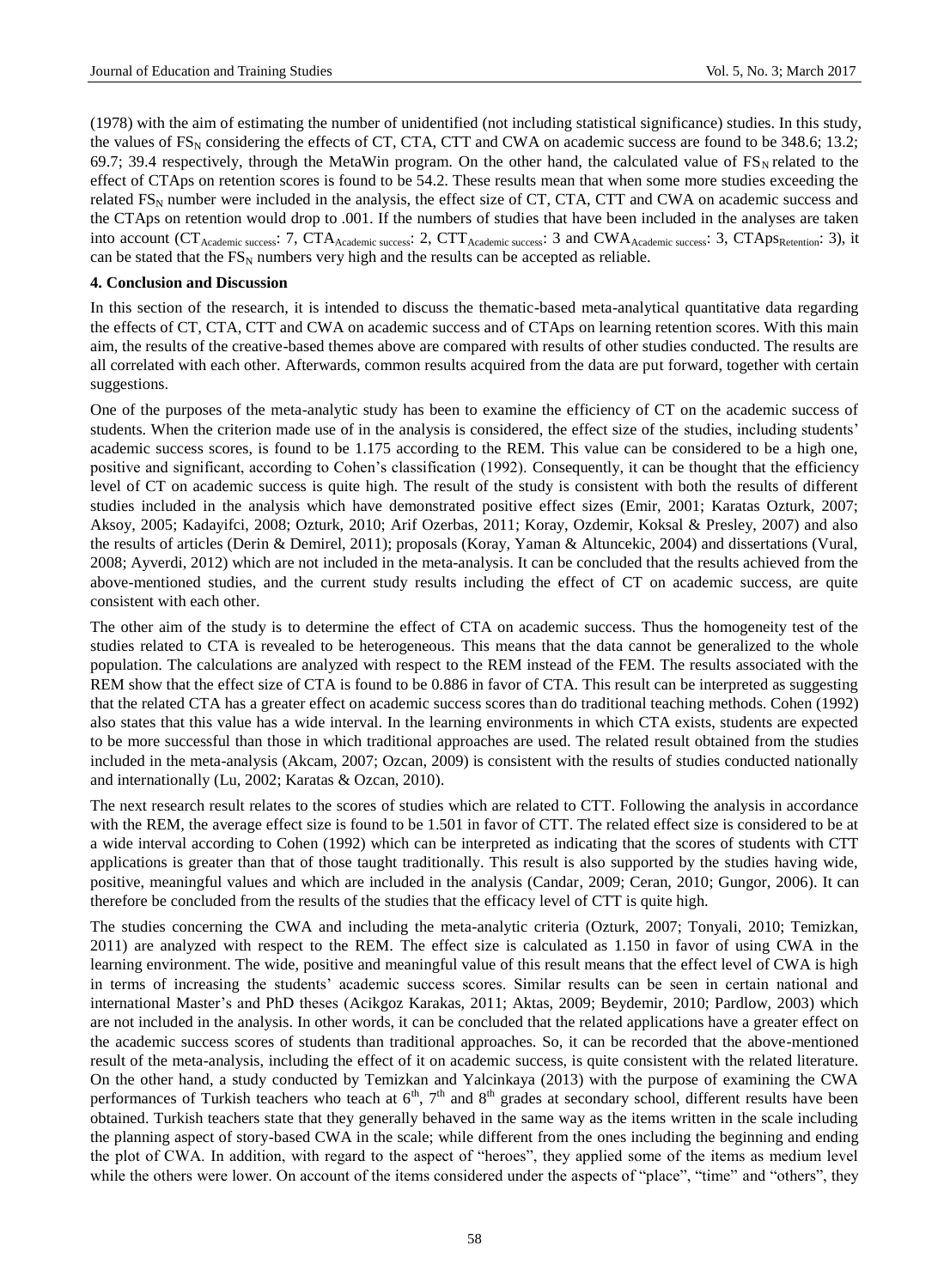(1978) with the aim of estimating the number of unidentified (not including statistical significance) studies. In this study, the values of $FS_N$ considering the effects of CT, CTA, CTT and CWA on academic success are found to be 348.6; 13.2; 69.7; 39.4 respectively, through the MetaWin program. On the other hand, the calculated value of $FS_N$ related to the effect of CTAps on retention scores is found to be 54.2. These results mean that when some more studies exceeding the related $FS_N$ number were included in the analysis, the effect size of CT, CTA, CTT and CWA on academic success and the CTAps on retention would drop to .001. If the numbers of studies that have been included in the analyses are taken into account ($CT_{Academic\ success}$: 7, $CTA_{Academic\ success}$: 2, $CTT_{Academic\ success}$: 3 and $CWA_{Academic\ success}$: 3, $CTAps_{Retention}$: 3), it can be stated that the $FS_N$ numbers very high and the results can be accepted as reliable.

### 4. Conclusion and Discussion

In this section of the research, it is intended to discuss the thematic-based meta-analytical quantitative data regarding the effects of CT, CTA, CTT and CWA on academic success and of CTAps on learning retention scores. With this main aim, the results of the creative-based themes above are compared with results of other studies conducted. The results are all correlated with each other. Afterwards, common results acquired from the data are put forward, together with certain suggestions.

One of the purposes of the meta-analytic study has been to examine the efficiency of CT on the academic success of students. When the criterion made use of in the analysis is considered, the effect size of the studies, including students' academic success scores, is found to be 1.175 according to the REM. This value can be considered to be a high one, positive and significant, according to Cohen's classification (1992). Consequently, it can be thought that the efficiency level of CT on academic success is quite high. The result of the study is consistent with both the results of different studies included in the analysis which have demonstrated positive effect sizes (Emir, 2001; Karatas Ozturk, 2007; Aksoy, 2005; Kadayifci, 2008; Ozturk, 2010; Arif Ozerbas, 2011; Koray, Ozdemir, Koksal & Presley, 2007) and also the results of articles (Derin & Demirel, 2011); proposals (Koray, Yaman & Altuncekic, 2004) and dissertations (Vural, 2008; Ayverdi, 2012) which are not included in the meta-analysis. It can be concluded that the results achieved from the above-mentioned studies, and the current study results including the effect of CT on academic success, are quite consistent with each other.

The other aim of the study is to determine the effect of CTA on academic success. Thus the homogeneity test of the studies related to CTA is revealed to be heterogeneous. This means that the data cannot be generalized to the whole population. The calculations are analyzed with respect to the REM instead of the FEM. The results associated with the REM show that the effect size of CTA is found to be 0.886 in favor of CTA. This result can be interpreted as suggesting that the related CTA has a greater effect on academic success scores than do traditional teaching methods. Cohen (1992) also states that this value has a wide interval. In the learning environments in which CTA exists, students are expected to be more successful than those in which traditional approaches are used. The related result obtained from the studies included in the meta-analysis (Akcam, 2007; Ozcan, 2009) is consistent with the results of studies conducted nationally and internationally (Lu, 2002; Karatas & Ozcan, 2010).

The next research result relates to the scores of studies which are related to CTT. Following the analysis in accordance with the REM, the average effect size is found to be 1.501 in favor of CTT. The related effect size is considered to be at a wide interval according to Cohen (1992) which can be interpreted as indicating that the scores of students with CTT applications is greater than that of those taught traditionally. This result is also supported by the studies having wide, positive, meaningful values and which are included in the analysis (Candar, 2009; Ceran, 2010; Gungor, 2006). It can therefore be concluded from the results of the studies that the efficacy level of CTT is quite high.

The studies concerning the CWA and including the meta-analytic criteria (Ozturk, 2007; Tonyali, 2010; Temizkan, 2011) are analyzed with respect to the REM. The effect size is calculated as 1.150 in favor of using CWA in the learning environment. The wide, positive and meaningful value of this result means that the effect level of CWA is high in terms of increasing the students' academic success scores. Similar results can be seen in certain national and international Master's and PhD theses (Acikgoz Karakas, 2011; Aktas, 2009; Beydemir, 2010; Pardlow, 2003) which are not included in the analysis. In other words, it can be concluded that the related applications have a greater effect on the academic success scores of students than traditional approaches. So, it can be recorded that the above-mentioned result of the meta-analysis, including the effect of it on academic success, is quite consistent with the related literature. On the other hand, a study conducted by Temizkan and Yalcinkaya (2013) with the purpose of examining the CWA performances of Turkish teachers who teach at $6^{th}$, $7^{th}$ and $8^{th}$ grades at secondary school, different results have been obtained. Turkish teachers state that they generally behaved in the same way as the items written in the scale including the planning aspect of story-based CWA in the scale; while different from the ones including the beginning and ending the plot of CWA. In addition, with regard to the aspect of "heroes", they applied some of the items as medium level while the others were lower. On account of the items considered under the aspects of "place", "time" and "others", they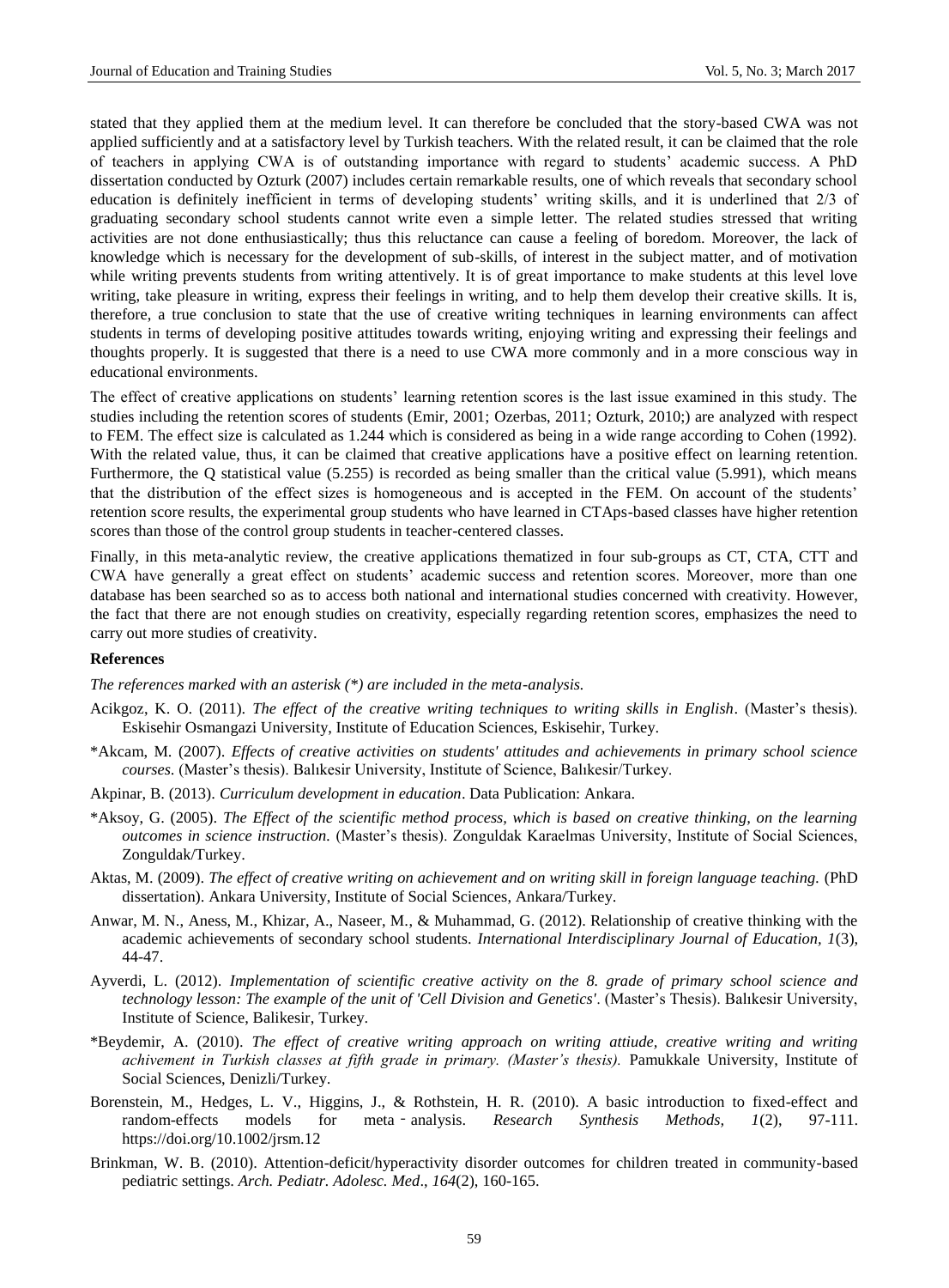stated that they applied them at the medium level. It can therefore be concluded that the story-based CWA was not applied sufficiently and at a satisfactory level by Turkish teachers. With the related result, it can be claimed that the role of teachers in applying CWA is of outstanding importance with regard to students' academic success. A PhD dissertation conducted by Ozturk (2007) includes certain remarkable results, one of which reveals that secondary school education is definitely inefficient in terms of developing students' writing skills, and it is underlined that 2/3 of graduating secondary school students cannot write even a simple letter. The related studies stressed that writing activities are not done enthusiastically; thus this reluctance can cause a feeling of boredom. Moreover, the lack of knowledge which is necessary for the development of sub-skills, of interest in the subject matter, and of motivation while writing prevents students from writing attentively. It is of great importance to make students at this level love writing, take pleasure in writing, express their feelings in writing, and to help them develop their creative skills. It is, therefore, a true conclusion to state that the use of creative writing techniques in learning environments can affect students in terms of developing positive attitudes towards writing, enjoying writing and expressing their feelings and thoughts properly. It is suggested that there is a need to use CWA more commonly and in a more conscious way in educational environments.

The effect of creative applications on students' learning retention scores is the last issue examined in this study. The studies including the retention scores of students (Emir, 2001; Ozerbas, 2011; Ozturk, 2010;) are analyzed with respect to FEM. The effect size is calculated as 1.244 which is considered as being in a wide range according to Cohen (1992). With the related value, thus, it can be claimed that creative applications have a positive effect on learning retention. Furthermore, the Q statistical value (5.255) is recorded as being smaller than the critical value (5.991), which means that the distribution of the effect sizes is homogeneous and is accepted in the FEM. On account of the students' retention score results, the experimental group students who have learned in CTAps-based classes have higher retention scores than those of the control group students in teacher-centered classes.

Finally, in this meta-analytic review, the creative applications thematized in four sub-groups as CT, CTA, CTT and CWA have generally a great effect on students' academic success and retention scores. Moreover, more than one database has been searched so as to access both national and international studies concerned with creativity. However, the fact that there are not enough studies on creativity, especially regarding retention scores, emphasizes the need to carry out more studies of creativity.

### References

*The references marked with an asterisk (*) are included in the meta-analysis.*

Acikgoz, K. O. (2011). *The effect of the creative writing techniques to writing skills in English*. (Master's thesis). Eskisehir Osmangazi University, Institute of Education Sciences, Eskisehir, Turkey.

*Akcam, M. (2007). *Effects of creative activities on students' attitudes and achievements in primary school science courses.* (Master's thesis). Balıkesir University, Institute of Science, Balıkesir/Turkey.

Akpinar, B. (2013). *Curriculum development in education*. Data Publication: Ankara.

*Aksoy, G. (2005). *The Effect of the scientific method process, which is based on creative thinking, on the learning outcomes in science instruction.* (Master's thesis). Zonguldak Karaelmas University, Institute of Social Sciences, Zonguldak/Turkey.

Aktas, M. (2009). *The effect of creative writing on achievement and on writing skill in foreign language teaching.* (PhD dissertation). Ankara University, Institute of Social Sciences, Ankara/Turkey.

Anwar, M. N., Aness, M., Khizar, A., Naseer, M., & Muhammad, G. (2012). Relationship of creative thinking with the academic achievements of secondary school students. *International Interdisciplinary Journal of Education, 1*(3), 44-47.

Ayverdi, L. (2012). *Implementation of scientific creative activity on the 8. grade of primary school science and technology lesson: The example of the unit of 'Cell Division and Genetics'*. (Master's Thesis). Balıkesir University, Institute of Science, Balikesir, Turkey.

*Beydemir, A. (2010). *The effect of creative writing approach on writing attiude, creative writing and writing achivement in Turkish classes at fifth grade in primary. (Master's thesis).* Pamukkale University, Institute of Social Sciences, Denizli/Turkey.

Borenstein, M., Hedges, L. V., Higgins, J., & Rothstein, H. R. (2010). A basic introduction to fixed-effect and random-effects models for meta‐analysis. *Research Synthesis Methods, 1*(2), 97-111. https://doi.org/10.1002/jrsm.12

Brinkman, W. B. (2010). Attention-deficit/hyperactivity disorder outcomes for children treated in community-based pediatric settings. *Arch. Pediatr. Adolesc. Med*., *164*(2), 160-165.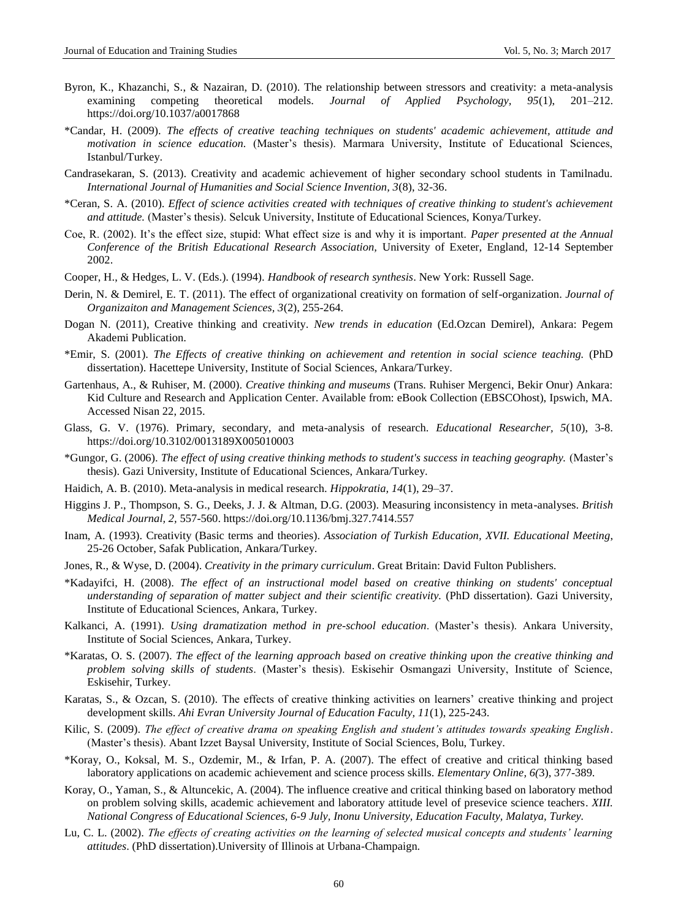Byron, K., Khazanchi, S., & Nazairan, D. (2010). The relationship between stressors and creativity: a meta-analysis examining competing theoretical models. *Journal of Applied Psychology, 95*(1), 201–212. https://doi.org/10.1037/a0017868

*Candar, H. (2009). *The effects of creative teaching techniques on students' academic achievement, attitude and motivation in science education.* (Master's thesis). Marmara University, Institute of Educational Sciences, Istanbul/Turkey.

Candrasekaran, S. (2013). Creativity and academic achievement of higher secondary school students in Tamilnadu. *International Journal of Humanities and Social Science Invention, 3*(8), 32-36.

*Ceran, S. A. (2010). *Effect of science activities created with techniques of creative thinking to student's achievement and attitude.* (Master's thesis). Selcuk University, Institute of Educational Sciences, Konya/Turkey.

Coe, R. (2002). It's the effect size, stupid: What effect size is and why it is important. *Paper presented at the Annual Conference of the British Educational Research Association,* University of Exeter, England, 12-14 September 2002.

Cooper, H., & Hedges, L. V. (Eds.). (1994). *Handbook of research synthesis*. New York: Russell Sage.

Derin, N. & Demirel, E. T. (2011). The effect of organizational creativity on formation of self-organization. *Journal of Organizaiton and Management Sciences, 3*(2), 255-264.

Dogan N. (2011), Creative thinking and creativity. *New trends in education* (Ed.Ozcan Demirel), Ankara: Pegem Akademi Publication.

*Emir, S. (2001). *The Effects of creative thinking on achievement and retention in social science teaching.* (PhD dissertation). Hacettepe University, Institute of Social Sciences, Ankara/Turkey.

Gartenhaus, A., & Ruhiser, M. (2000). *Creative thinking and museums* (Trans. Ruhiser Mergenci, Bekir Onur) Ankara: Kid Culture and Research and Application Center. Available from: eBook Collection (EBSCOhost), Ipswich, MA. Accessed Nisan 22, 2015.

Glass, G. V. (1976). Primary, secondary, and meta-analysis of research. *Educational Researcher, 5*(10), 3-8. https://doi.org/10.3102/0013189X005010003

*Gungor, G. (2006). *The effect of using creative thinking methods to student's success in teaching geography.* (Master's thesis). Gazi University, Institute of Educational Sciences, Ankara/Turkey.

Haidich, A. B. (2010). Meta-analysis in medical research. *Hippokratia, 14*(1), 29–37.

Higgins J. P., Thompson, S. G., Deeks, J. J. & Altman, D.G. (2003). Measuring inconsistency in meta-analyses. *British Medical Journal, 2,* 557-560. https://doi.org/10.1136/bmj.327.7414.557

Inam, A. (1993). Creativity (Basic terms and theories). *Association of Turkish Education, XVII. Educational Meeting*, 25-26 October, Safak Publication, Ankara/Turkey.

Jones, R., & Wyse, D. (2004). *Creativity in the primary curriculum*. Great Britain: David Fulton Publishers.

*Kadayifci, H. (2008). *The effect of an instructional model based on creative thinking on students' conceptual understanding of separation of matter subject and their scientific creativity.* (PhD dissertation). Gazi University, Institute of Educational Sciences, Ankara, Turkey.

Kalkanci, A. (1991). *Using dramatization method in pre-school education*. (Master's thesis). Ankara University, Institute of Social Sciences, Ankara, Turkey.

*Karatas, O. S. (2007). *The effect of the learning approach based on creative thinking upon the creative thinking and problem solving skills of students*. (Master's thesis). Eskisehir Osmangazi University, Institute of Science, Eskisehir, Turkey.

Karatas, S., & Ozcan, S. (2010). The effects of creative thinking activities on learners' creative thinking and project development skills. *Ahi Evran University Journal of Education Faculty, 11*(1), 225-243.

Kilic, S. (2009). *The effect of creative drama on speaking English and student's attitudes towards speaking English*. (Master's thesis). Abant Izzet Baysal University, Institute of Social Sciences, Bolu, Turkey.

*Koray, O., Koksal, M. S., Ozdemir, M., & Irfan, P. A. (2007). The effect of creative and critical thinking based laboratory applications on academic achievement and science process skills. *Elementary Online, 6(*3), 377-389.

Koray, O., Yaman, S., & Altuncekic, A. (2004). The influence creative and critical thinking based on laboratory method on problem solving skills, academic achievement and laboratory attitude level of presevice science teachers. *XIII. National Congress of Educational Sciences, 6-9 July, Inonu University, Education Faculty, Malatya, Turkey.*

Lu, C. L. (2002). *The effects of creating activities on the learning of selected musical concepts and students' learning attitudes*. (PhD dissertation).University of Illinois at Urbana-Champaign.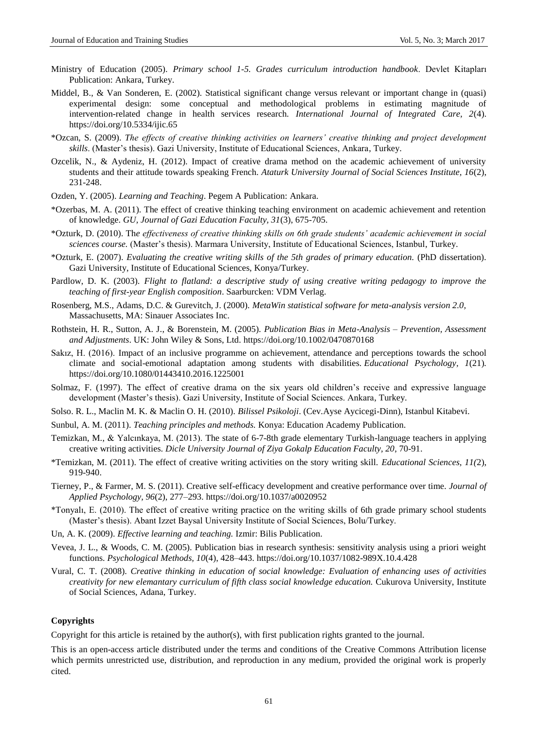Ministry of Education (2005). *Primary school 1-5. Grades curriculum introduction handbook*. Devlet Kitapları Publication: Ankara, Turkey.

Middel, B., & Van Sonderen, E. (2002). Statistical significant change versus relevant or important change in (quasi) experimental design: some conceptual and methodological problems in estimating magnitude of intervention-related change in health services research. *International Journal of Integrated Care, 2*(4). https://doi.org/10.5334/ijic.65

*Ozcan, S. (2009). *The effects of creative thinking activities on learners' creative thinking and project development skills*. (Master's thesis). Gazi University, Institute of Educational Sciences, Ankara, Turkey.

Ozcelik, N., & Aydeniz, H. (2012). Impact of creative drama method on the academic achievement of university students and their attitude towards speaking French. *Ataturk University Journal of Social Sciences Institute, 16*(2), 231-248.

Ozden, Y. (2005). *Learning and Teaching*. Pegem A Publication: Ankara.

*Ozerbas, M. A. (2011). The effect of creative thinking teaching environment on academic achievement and retention of knowledge. *GU, Journal of Gazi Education Faculty, 31*(3), 675-705.

*Ozturk, D. (2010). Th*e effectiveness of creative thinking skills on 6th grade students' academic achievement in social sciences course.* (Master's thesis). Marmara University, Institute of Educational Sciences, Istanbul, Turkey.

*Ozturk, E. (2007). *Evaluating the creative writing skills of the 5th grades of primary education.* (PhD dissertation). Gazi University, Institute of Educational Sciences, Konya/Turkey.

Pardlow, D. K. (2003). *Flight to flatland: a descriptive study of using creative writing pedagogy to improve the teaching of first-year English composition*. Saarburcken: VDM Verlag.

Rosenberg, M.S., Adams, D.C. & Gurevitch, J. (2000). *MetaWin statistical software for meta-analysis version 2.0,* Massachusetts, MA: Sinauer Associates Inc.

Rothstein, H. R., Sutton, A. J., & Borenstein, M. (2005). *Publication Bias in Meta-Analysis – Prevention, Assessment and Adjustments*. UK: John Wiley & Sons, Ltd. https://doi.org/10.1002/0470870168

Sakız, H. (2016). Impact of an inclusive programme on achievement, attendance and perceptions towards the school climate and social-emotional adaptation among students with disabilities. *Educational Psychology, 1*(21). https://doi.org/10.1080/01443410.2016.1225001

Solmaz, F. (1997). The effect of creative drama on the six years old children's receive and expressive language development (Master's thesis). Gazi University, Institute of Social Sciences. Ankara, Turkey.

Solso. R. L., Maclin M. K. & Maclin O. H. (2010). *Bilissel Psikoloji*. (Cev.Ayse Aycicegi-Dinn), Istanbul Kitabevi.

Sunbul, A. M. (2011). *Teaching principles and methods.* Konya: Education Academy Publication.

Temizkan, M., & Yalcınkaya, M. (2013). The state of 6-7-8th grade elementary Turkish-language teachers in applying creative writing activities. *Dicle University Journal of Ziya Gokalp Education Faculty, 20*, 70-91.

*Temizkan, M. (2011). The effect of creative writing activities on the story writing skill. *Educational Sciences, 11(*2), 919-940.

Tierney, P., & Farmer, M. S. (2011). Creative self-efficacy development and creative performance over time. *Journal of Applied Psychology, 96*(2), 277–293. https://doi.org/10.1037/a0020952

*Tonyalı, E. (2010). The effect of creative writing practice on the writing skills of 6th grade primary school students (Master's thesis). Abant Izzet Baysal University Institute of Social Sciences, Bolu/Turkey.

Un, A. K. (2009). *Effective learning and teaching.* Izmir: Bilis Publication.

Vevea, J. L., & Woods, C. M. (2005). Publication bias in research synthesis: sensitivity analysis using a priori weight functions. *Psychological Methods, 10*(4), 428–443. https://doi.org/10.1037/1082-989X.10.4.428

Vural, C. T. (2008). *Creative thinking in education of social knowledge: Evaluation of enhancing uses of activities creativity for new elemantary curriculum of fifth class social knowledge education.* Cukurova University, Institute of Social Sciences, Adana, Turkey.

**Copyrights**

Copyright for this article is retained by the author(s), with first publication rights granted to the journal.

This is an open-access article distributed under the terms and conditions of the Creative Commons Attribution license which permits unrestricted use, distribution, and reproduction in any medium, provided the original work is properly cited.